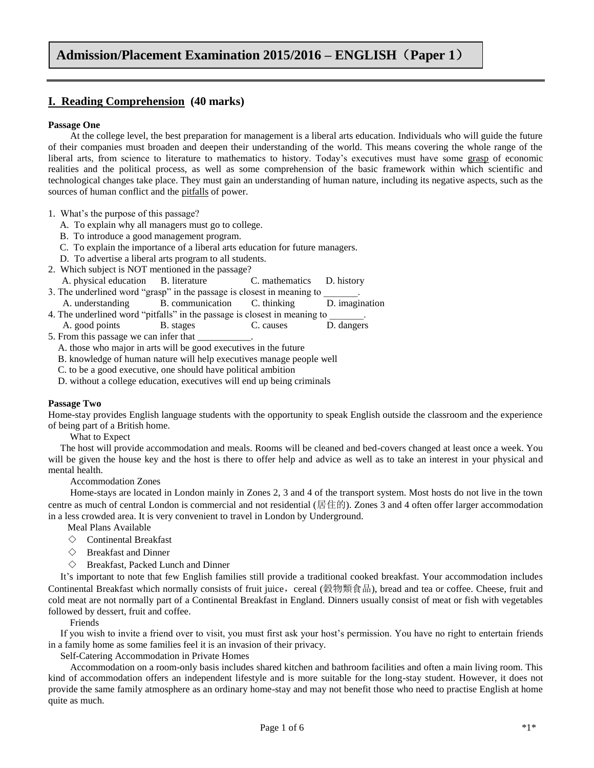# Admission/Placement Examination 2015/2016 – ENGLISH（Paper 1）

## I. Reading Comprehension (40 marks)

**Passage One**

At the college level, the best preparation for management is a liberal arts education. Individuals who will guide the future of their companies must broaden and deepen their understanding of the world. This means covering the whole range of the liberal arts, from science to literature to mathematics to history. Today's executives must have some <u>grasp</u> of economic realities and the political process, as well as some comprehension of the basic framework within which scientific and technological changes take place. They must gain an understanding of human nature, including its negative aspects, such as the sources of human conflict and the <u>pitfalls</u> of power.

1. What's the purpose of this passage?
   A. To explain why all managers must go to college.
   B. To introduce a good management program.
   C. To explain the importance of a liberal arts education for future managers.
   D. To advertise a liberal arts program to all students.
2. Which subject is NOT mentioned in the passage?
   A. physical education B. literature C. mathematics D. history
3. The underlined word "grasp" in the passage is closest in meaning to _______.
   A. understanding B. communication C. thinking D. imagination
4. The underlined word "pitfalls" in the passage is closest in meaning to _______.
   A. good points B. stages C. causes D. dangers
5. From this passage we can infer that ___________.
   A. those who major in arts will be good executives in the future
   B. knowledge of human nature will help executives manage people well
   C. to be a good executive, one should have political ambition
   D. without a college education, executives will end up being criminals

**Passage Two**

Home-stay provides English language students with the opportunity to speak English outside the classroom and the experience of being part of a British home.

What to Expect

The host will provide accommodation and meals. Rooms will be cleaned and bed-covers changed at least once a week. You will be given the house key and the host is there to offer help and advice as well as to take an interest in your physical and mental health.

Accommodation Zones

Home-stays are located in London mainly in Zones 2, 3 and 4 of the transport system. Most hosts do not live in the town centre as much of central London is commercial and not residential (居住的). Zones 3 and 4 often offer larger accommodation in a less crowded area. It is very convenient to travel in London by Underground.

Meal Plans Available

◇ Continental Breakfast

◇ Breakfast and Dinner

◇ Breakfast, Packed Lunch and Dinner

It's important to note that few English families still provide a traditional cooked breakfast. Your accommodation includes Continental Breakfast which normally consists of fruit juice，cereal (穀物類食品), bread and tea or coffee. Cheese, fruit and cold meat are not normally part of a Continental Breakfast in England. Dinners usually consist of meat or fish with vegetables followed by dessert, fruit and coffee.

Friends

If you wish to invite a friend over to visit, you must first ask your host's permission. You have no right to entertain friends in a family home as some families feel it is an invasion of their privacy.

Self-Catering Accommodation in Private Homes

Accommodation on a room-only basis includes shared kitchen and bathroom facilities and often a main living room. This kind of accommodation offers an independent lifestyle and is more suitable for the long-stay student. However, it does not provide the same family atmosphere as an ordinary home-stay and may not benefit those who need to practise English at home quite as much.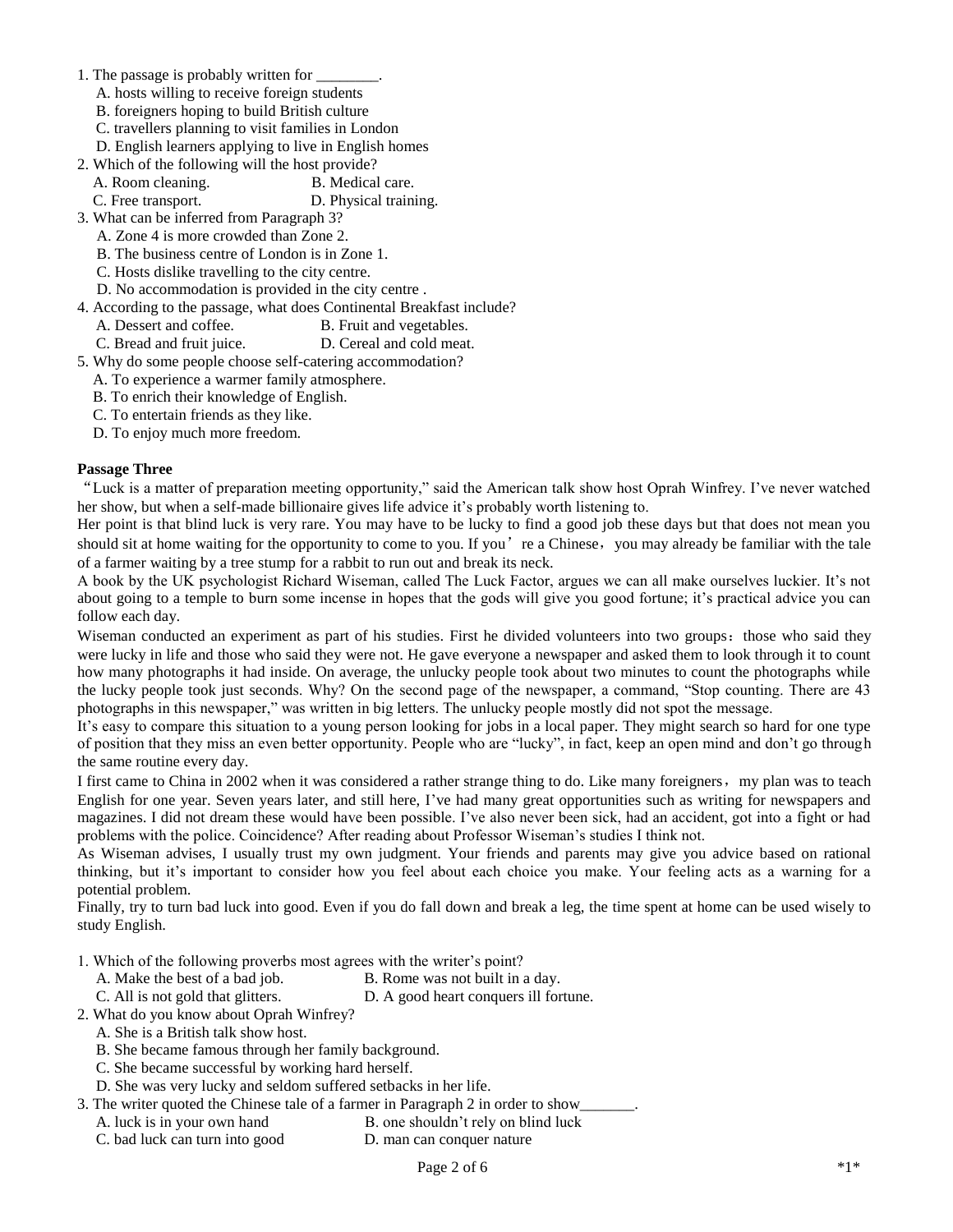1. The passage is probably written for ________.
   A. hosts willing to receive foreign students
   B. foreigners hoping to build British culture
   C. travellers planning to visit families in London
   D. English learners applying to live in English homes
2. Which of the following will the host provide?
   A. Room cleaning.　　　　　　B. Medical care.
   C. Free transport.　　　　　　D. Physical training.
3. What can be inferred from Paragraph 3?
   A. Zone 4 is more crowded than Zone 2.
   B. The business centre of London is in Zone 1.
   C. Hosts dislike travelling to the city centre.
   D. No accommodation is provided in the city centre .
4. According to the passage, what does Continental Breakfast include?
   A. Dessert and coffee.　　　　B. Fruit and vegetables.
   C. Bread and fruit juice.　　　D. Cereal and cold meat.
5. Why do some people choose self-catering accommodation?
   A. To experience a warmer family atmosphere.
   B. To enrich their knowledge of English.
   C. To entertain friends as they like.
   D. To enjoy much more freedom.

**Passage Three**

“Luck is a matter of preparation meeting opportunity,” said the American talk show host Oprah Winfrey. I’ve never watched her show, but when a self-made billionaire gives life advice it’s probably worth listening to.

Her point is that blind luck is very rare. You may have to be lucky to find a good job these days but that does not mean you should sit at home waiting for the opportunity to come to you. If you’re a Chinese，you may already be familiar with the tale of a farmer waiting by a tree stump for a rabbit to run out and break its neck.

A book by the UK psychologist Richard Wiseman, called The Luck Factor, argues we can all make ourselves luckier. It’s not about going to a temple to burn some incense in hopes that the gods will give you good fortune; it’s practical advice you can follow each day.

Wiseman conducted an experiment as part of his studies. First he divided volunteers into two groups：those who said they were lucky in life and those who said they were not. He gave everyone a newspaper and asked them to look through it to count how many photographs it had inside. On average, the unlucky people took about two minutes to count the photographs while the lucky people took just seconds. Why? On the second page of the newspaper, a command, “Stop counting. There are 43 photographs in this newspaper,” was written in big letters. The unlucky people mostly did not spot the message.

It’s easy to compare this situation to a young person looking for jobs in a local paper. They might search so hard for one type of position that they miss an even better opportunity. People who are “lucky”, in fact, keep an open mind and don’t go through the same routine every day.

I first came to China in 2002 when it was considered a rather strange thing to do. Like many foreigners，my plan was to teach English for one year. Seven years later, and still here, I’ve had many great opportunities such as writing for newspapers and magazines. I did not dream these would have been possible. I’ve also never been sick, had an accident, got into a fight or had problems with the police. Coincidence? After reading about Professor Wiseman’s studies I think not.

As Wiseman advises, I usually trust my own judgment. Your friends and parents may give you advice based on rational thinking, but it’s important to consider how you feel about each choice you make. Your feeling acts as a warning for a potential problem.

Finally, try to turn bad luck into good. Even if you do fall down and break a leg, the time spent at home can be used wisely to study English.

1. Which of the following proverbs most agrees with the writer’s point?
   A. Make the best of a bad job.　　　B. Rome was not built in a day.
   C. All is not gold that glitters.　　　D. A good heart conquers ill fortune.
2. What do you know about Oprah Winfrey?
   A. She is a British talk show host.
   B. She became famous through her family background.
   C. She became successful by working hard herself.
   D. She was very lucky and seldom suffered setbacks in her life.
3. The writer quoted the Chinese tale of a farmer in Paragraph 2 in order to show_______.
   A. luck is in your own hand　　　　B. one shouldn’t rely on blind luck
   C. bad luck can turn into good　　　D. man can conquer nature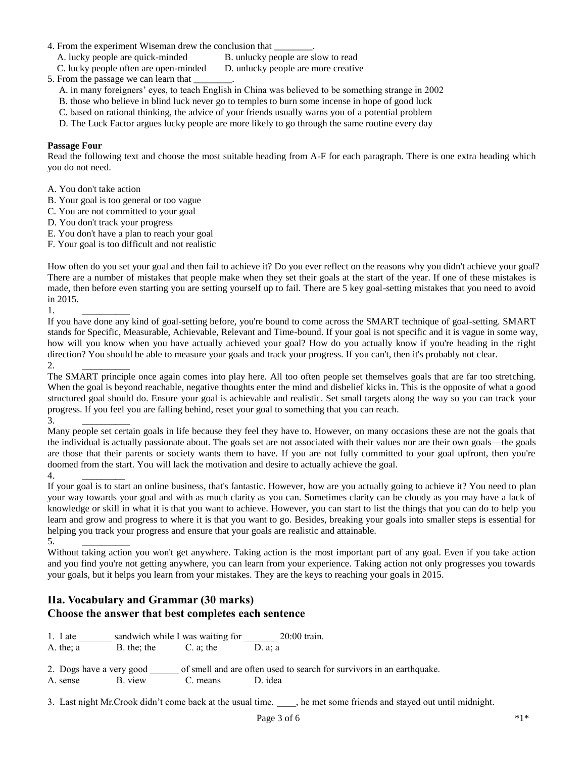4. From the experiment Wiseman drew the conclusion that ________.

A. lucky people are quick-minded  B. unlucky people are slow to read
C. lucky people often are open-minded  D. unlucky people are more creative

5. From the passage we can learn that ________.

A. in many foreigners' eyes, to teach English in China was believed to be something strange in 2002
B. those who believe in blind luck never go to temples to burn some incense in hope of good luck
C. based on rational thinking, the advice of your friends usually warns you of a potential problem
D. The Luck Factor argues lucky people are more likely to go through the same routine every day

**Passage Four**

Read the following text and choose the most suitable heading from A-F for each paragraph. There is one extra heading which you do not need.

A. You don't take action
B. Your goal is too general or too vague
C. You are not committed to your goal
D. You don't track your progress
E. You don't have a plan to reach your goal
F. Your goal is too difficult and not realistic

How often do you set your goal and then fail to achieve it? Do you ever reflect on the reasons why you didn't achieve your goal? There are a number of mistakes that people make when they set their goals at the start of the year. If one of these mistakes is made, then before even starting you are setting yourself up to fail. There are 5 key goal-setting mistakes that you need to avoid in 2015.

1. __________

If you have done any kind of goal-setting before, you're bound to come across the SMART technique of goal-setting. SMART stands for Specific, Measurable, Achievable, Relevant and Time-bound. If your goal is not specific and it is vague in some way, how will you know when you have actually achieved your goal? How do you actually know if you're heading in the right direction? You should be able to measure your goals and track your progress. If you can't, then it's probably not clear.

2. __________

The SMART principle once again comes into play here. All too often people set themselves goals that are far too stretching. When the goal is beyond reachable, negative thoughts enter the mind and disbelief kicks in. This is the opposite of what a good structured goal should do. Ensure your goal is achievable and realistic. Set small targets along the way so you can track your progress. If you feel you are falling behind, reset your goal to something that you can reach.

3. __________

Many people set certain goals in life because they feel they have to. However, on many occasions these are not the goals that the individual is actually passionate about. The goals set are not associated with their values nor are their own goals—the goals are those that their parents or society wants them to have. If you are not fully committed to your goal upfront, then you're doomed from the start. You will lack the motivation and desire to actually achieve the goal.

4. _________

If your goal is to start an online business, that's fantastic. However, how are you actually going to achieve it? You need to plan your way towards your goal and with as much clarity as you can. Sometimes clarity can be cloudy as you may have a lack of knowledge or skill in what it is that you want to achieve. However, you can start to list the things that you can do to help you learn and grow and progress to where it is that you want to go. Besides, breaking your goals into smaller steps is essential for helping you track your progress and ensure that your goals are realistic and attainable.

5. __________

Without taking action you won't get anywhere. Taking action is the most important part of any goal. Even if you take action and you find you're not getting anywhere, you can learn from your experience. Taking action not only progresses you towards your goals, but it helps you learn from your mistakes. They are the keys to reaching your goals in 2015.

## IIa. Vocabulary and Grammar (30 marks)
## Choose the answer that best completes each sentence

1. I ate _______ sandwich while I was waiting for _______ 20:00 train.

A. the; a  B. the; the  C. a; the  D. a; a

2. Dogs have a very good ______ of smell and are often used to search for survivors in an earthquake.

A. sense  B. view  C. means  D. idea

3. Last night Mr.Crook didn't come back at the usual time. ____, he met some friends and stayed out until midnight.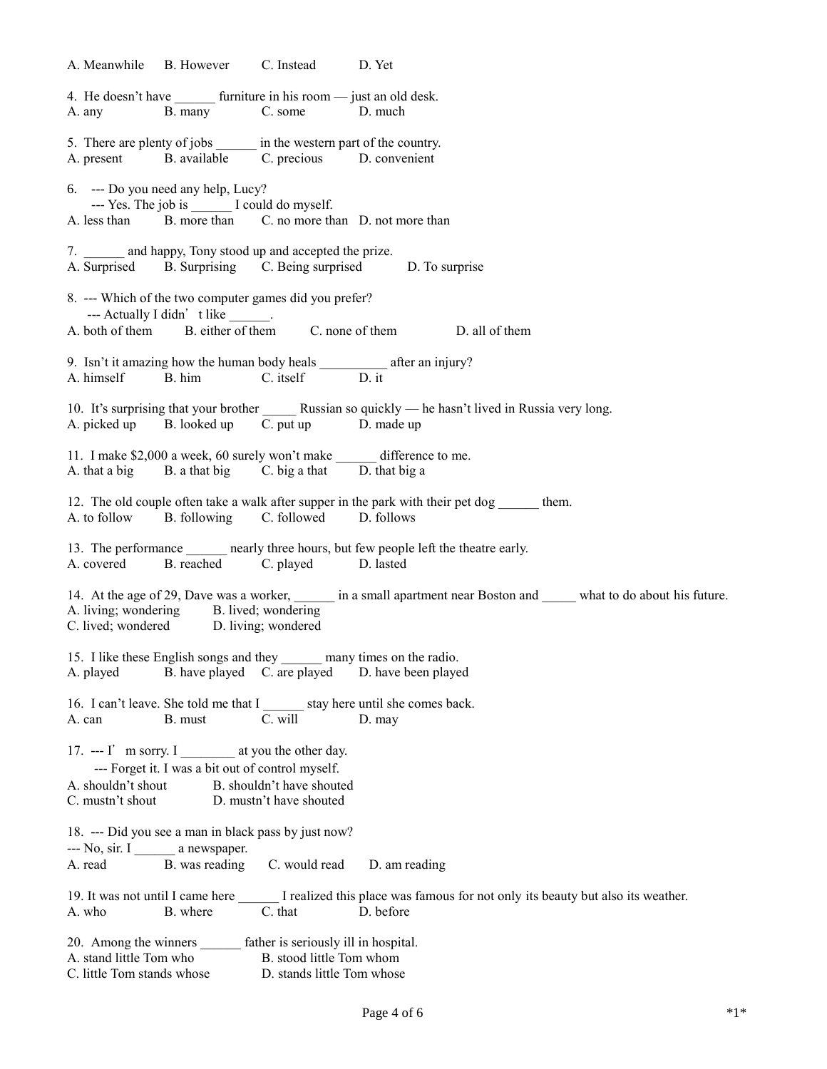A. Meanwhile B. However C. Instead D. Yet

4. He doesn't have ______ furniture in his room — just an old desk.
A. any B. many C. some D. much

5. There are plenty of jobs ______ in the western part of the country.
A. present B. available C. precious D. convenient

6. --- Do you need any help, Lucy?
--- Yes. The job is ______ I could do myself.
A. less than B. more than C. no more than D. not more than

7. ______ and happy, Tony stood up and accepted the prize.
A. Surprised B. Surprising C. Being surprised D. To surprise

8. --- Which of the two computer games did you prefer?
--- Actually I didn't like ______.
A. both of them B. either of them C. none of them D. all of them

9. Isn't it amazing how the human body heals __________ after an injury?
A. himself B. him C. itself D. it

10. It's surprising that your brother _____ Russian so quickly — he hasn't lived in Russia very long.
A. picked up B. looked up C. put up D. made up

11. I make $2,000 a week, 60 surely won't make ______ difference to me.
A. that a big B. a that big C. big a that D. that big a

12. The old couple often take a walk after supper in the park with their pet dog ______ them.
A. to follow B. following C. followed D. follows

13. The performance ______ nearly three hours, but few people left the theatre early.
A. covered B. reached C. played D. lasted

14. At the age of 29, Dave was a worker, ______ in a small apartment near Boston and _____ what to do about his future.
A. living; wondering B. lived; wondering
C. lived; wondered D. living; wondered

15. I like these English songs and they ______ many times on the radio.
A. played B. have played C. are played D. have been played

16. I can't leave. She told me that I ______ stay here until she comes back.
A. can B. must C. will D. may

17. --- I'm sorry. I ________ at you the other day.
--- Forget it. I was a bit out of control myself.
A. shouldn't shout B. shouldn't have shouted
C. mustn't shout D. mustn't have shouted

18. --- Did you see a man in black pass by just now?
--- No, sir. I ______ a newspaper.
A. read B. was reading C. would read D. am reading

19. It was not until I came here ______ I realized this place was famous for not only its beauty but also its weather.
A. who B. where C. that D. before

20. Among the winners ______ father is seriously ill in hospital.
A. stand little Tom who B. stood little Tom whom
C. little Tom stands whose D. stands little Tom whose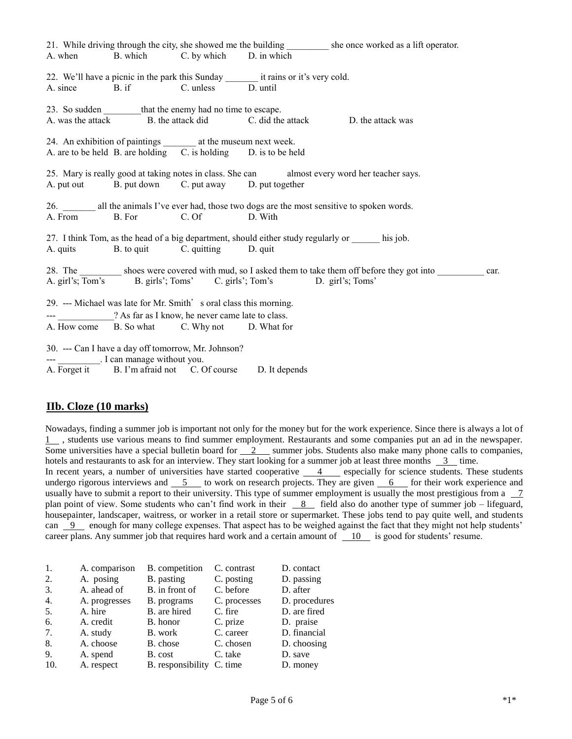21. While driving through the city, she showed me the building _________ she once worked as a lift operator.
A. when B. which C. by which D. in which

22. We'll have a picnic in the park this Sunday _______ it rains or it's very cold.
A. since B. if C. unless D. until

23. So sudden ________that the enemy had no time to escape.
A. was the attack B. the attack did C. did the attack D. the attack was

24. An exhibition of paintings _______ at the museum next week.
A. are to be held B. are holding C. is holding D. is to be held

25. Mary is really good at taking notes in class. She can ______ almost every word her teacher says.
A. put out B. put down C. put away D. put together

26. _______ all the animals I've ever had, those two dogs are the most sensitive to spoken words.
A. From B. For C. Of D. With

27. I think Tom, as the head of a big department, should either study regularly or ______ his job.
A. quits B. to quit C. quitting D. quit

28. The _________ shoes were covered with mud, so I asked them to take them off before they got into __________ car.
A. girl's; Tom's B. girls'; Toms' C. girls'; Tom's D. girl's; Toms'

29. --- Michael was late for Mr. Smith's oral class this morning.
--- ____________? As far as I know, he never came late to class.
A. How come B. So what C. Why not D. What for

30. --- Can I have a day off tomorrow, Mr. Johnson?
--- _________. I can manage without you.
A. Forget it B. I'm afraid not C. Of course D. It depends

## IIb. Cloze (10 marks)

Nowadays, finding a summer job is important not only for the money but for the work experience. Since there is always a lot of __1__ , students use various means to find summer employment. Restaurants and some companies put an ad in the newspaper. Some universities have a special bulletin board for __2__ summer jobs. Students also make many phone calls to companies, hotels and restaurants to ask for an interview. They start looking for a summer job at least three months __3__ time.
In recent years, a number of universities have started cooperative __4__ especially for science students. These students undergo rigorous interviews and __5__ to work on research projects. They are given __6__ for their work experience and usually have to submit a report to their university. This type of summer employment is usually the most prestigious from a __7__ plan point of view. Some students who can't find work in their __8__ field also do another type of summer job – lifeguard, housepainter, landscaper, waitress, or worker in a retail store or supermarket. These jobs tend to pay quite well, and students can __9__ enough for many college expenses. That aspect has to be weighed against the fact that they might not help students' career plans. Any summer job that requires hard work and a certain amount of __10__ is good for students' resume.

| | | | | |
|---|---|---|---|---|
| 1. | A. comparison | B. competition | C. contrast | D. contact |
| 2. | A. posing | B. pasting | C. posting | D. passing |
| 3. | A. ahead of | B. in front of | C. before | D. after |
| 4. | A. progresses | B. programs | C. processes | D. procedures |
| 5. | A. hire | B. are hired | C. fire | D. are fired |
| 6. | A. credit | B. honor | C. prize | D. praise |
| 7. | A. study | B. work | C. career | D. financial |
| 8. | A. choose | B. chose | C. chosen | D. choosing |
| 9. | A. spend | B. cost | C. take | D. save |
| 10. | A. respect | B. responsibility | C. time | D. money |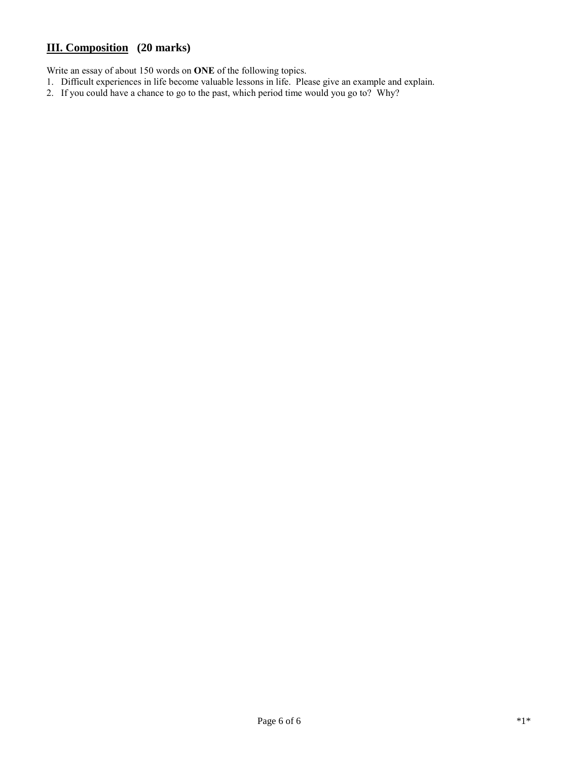## **III. Composition** (20 marks)

Write an essay of about 150 words on **ONE** of the following topics.

1. Difficult experiences in life become valuable lessons in life. Please give an example and explain.
2. If you could have a chance to go to the past, which period time would you go to? Why?